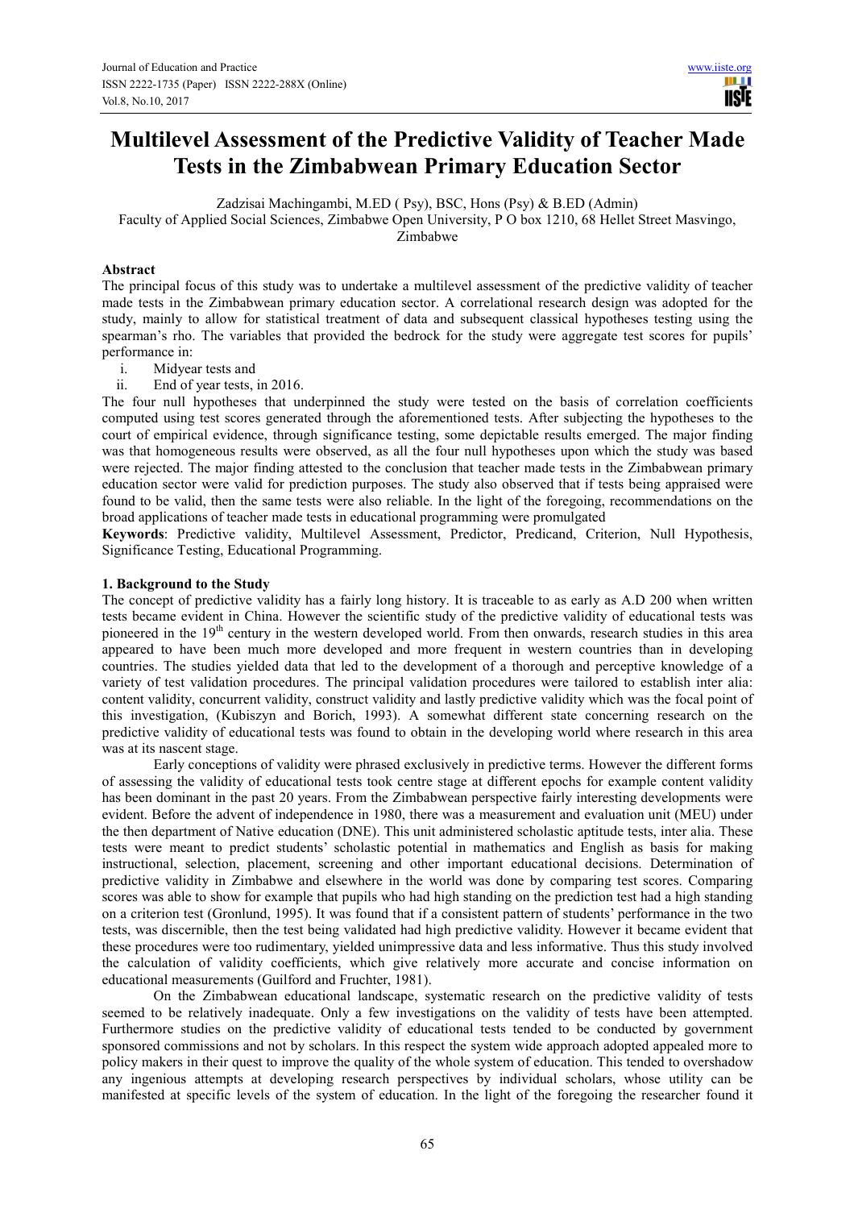# Multilevel Assessment of the Predictive Validity of Teacher Made Tests in the Zimbabwean Primary Education Sector

Zadzisai Machingambi, M.ED ( Psy), BSC, Hons (Psy) & B.ED (Admin)

Faculty of Applied Social Sciences, Zimbabwe Open University, P O box 1210, 68 Hellet Street Masvingo, Zimbabwe

## Abstract

The principal focus of this study was to undertake a multilevel assessment of the predictive validity of teacher made tests in the Zimbabwean primary education sector. A correlational research design was adopted for the study, mainly to allow for statistical treatment of data and subsequent classical hypotheses testing using the spearman's rho. The variables that provided the bedrock for the study were aggregate test scores for pupils' performance in:

i. Midyear tests and
ii. End of year tests, in 2016.

The four null hypotheses that underpinned the study were tested on the basis of correlation coefficients computed using test scores generated through the aforementioned tests. After subjecting the hypotheses to the court of empirical evidence, through significance testing, some depictable results emerged. The major finding was that homogeneous results were observed, as all the four null hypotheses upon which the study was based were rejected. The major finding attested to the conclusion that teacher made tests in the Zimbabwean primary education sector were valid for prediction purposes. The study also observed that if tests being appraised were found to be valid, then the same tests were also reliable. In the light of the foregoing, recommendations on the broad applications of teacher made tests in educational programming were promulgated

**Keywords**: Predictive validity, Multilevel Assessment, Predictor, Predicand, Criterion, Null Hypothesis, Significance Testing, Educational Programming.

## 1. Background to the Study

The concept of predictive validity has a fairly long history. It is traceable to as early as A.D 200 when written tests became evident in China. However the scientific study of the predictive validity of educational tests was pioneered in the 19th century in the western developed world. From then onwards, research studies in this area appeared to have been much more developed and more frequent in western countries than in developing countries. The studies yielded data that led to the development of a thorough and perceptive knowledge of a variety of test validation procedures. The principal validation procedures were tailored to establish inter alia: content validity, concurrent validity, construct validity and lastly predictive validity which was the focal point of this investigation, (Kubiszyn and Borich, 1993). A somewhat different state concerning research on the predictive validity of educational tests was found to obtain in the developing world where research in this area was at its nascent stage.

Early conceptions of validity were phrased exclusively in predictive terms. However the different forms of assessing the validity of educational tests took centre stage at different epochs for example content validity has been dominant in the past 20 years. From the Zimbabwean perspective fairly interesting developments were evident. Before the advent of independence in 1980, there was a measurement and evaluation unit (MEU) under the then department of Native education (DNE). This unit administered scholastic aptitude tests, inter alia. These tests were meant to predict students' scholastic potential in mathematics and English as basis for making instructional, selection, placement, screening and other important educational decisions. Determination of predictive validity in Zimbabwe and elsewhere in the world was done by comparing test scores. Comparing scores was able to show for example that pupils who had high standing on the prediction test had a high standing on a criterion test (Gronlund, 1995). It was found that if a consistent pattern of students' performance in the two tests, was discernible, then the test being validated had high predictive validity. However it became evident that these procedures were too rudimentary, yielded unimpressive data and less informative. Thus this study involved the calculation of validity coefficients, which give relatively more accurate and concise information on educational measurements (Guilford and Fruchter, 1981).

On the Zimbabwean educational landscape, systematic research on the predictive validity of tests seemed to be relatively inadequate. Only a few investigations on the validity of tests have been attempted. Furthermore studies on the predictive validity of educational tests tended to be conducted by government sponsored commissions and not by scholars. In this respect the system wide approach adopted appealed more to policy makers in their quest to improve the quality of the whole system of education. This tended to overshadow any ingenious attempts at developing research perspectives by individual scholars, whose utility can be manifested at specific levels of the system of education. In the light of the foregoing the researcher found it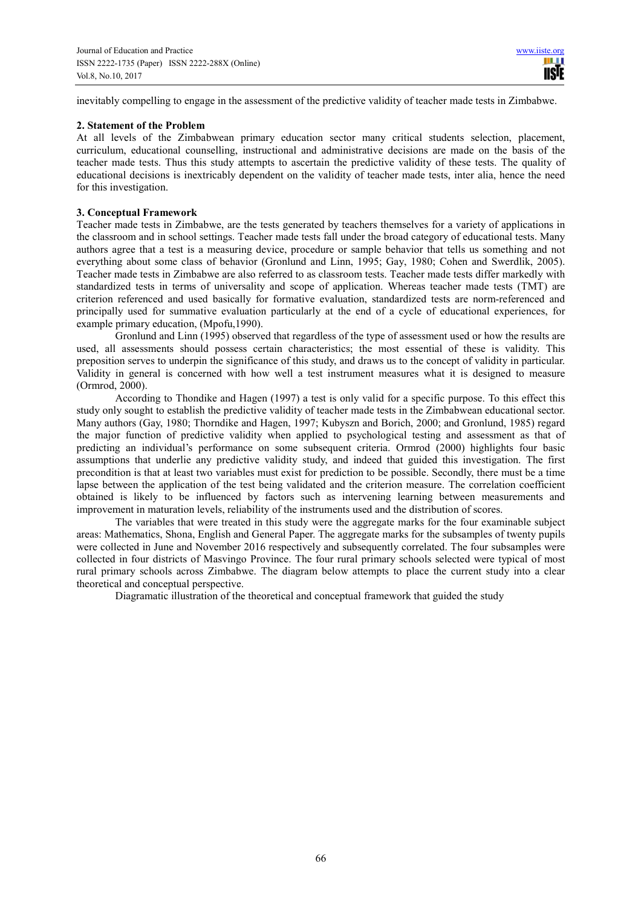inevitably compelling to engage in the assessment of the predictive validity of teacher made tests in Zimbabwe.

## 2. Statement of the Problem

At all levels of the Zimbabwean primary education sector many critical students selection, placement, curriculum, educational counselling, instructional and administrative decisions are made on the basis of the teacher made tests. Thus this study attempts to ascertain the predictive validity of these tests. The quality of educational decisions is inextricably dependent on the validity of teacher made tests, inter alia, hence the need for this investigation.

## 3. Conceptual Framework

Teacher made tests in Zimbabwe, are the tests generated by teachers themselves for a variety of applications in the classroom and in school settings. Teacher made tests fall under the broad category of educational tests. Many authors agree that a test is a measuring device, procedure or sample behavior that tells us something and not everything about some class of behavior (Gronlund and Linn, 1995; Gay, 1980; Cohen and Swerdlik, 2005). Teacher made tests in Zimbabwe are also referred to as classroom tests. Teacher made tests differ markedly with standardized tests in terms of universality and scope of application. Whereas teacher made tests (TMT) are criterion referenced and used basically for formative evaluation, standardized tests are norm-referenced and principally used for summative evaluation particularly at the end of a cycle of educational experiences, for example primary education, (Mpofu,1990).

Gronlund and Linn (1995) observed that regardless of the type of assessment used or how the results are used, all assessments should possess certain characteristics; the most essential of these is validity. This preposition serves to underpin the significance of this study, and draws us to the concept of validity in particular. Validity in general is concerned with how well a test instrument measures what it is designed to measure (Ormrod, 2000).

According to Thondike and Hagen (1997) a test is only valid for a specific purpose. To this effect this study only sought to establish the predictive validity of teacher made tests in the Zimbabwean educational sector. Many authors (Gay, 1980; Thorndike and Hagen, 1997; Kubyszn and Borich, 2000; and Gronlund, 1985) regard the major function of predictive validity when applied to psychological testing and assessment as that of predicting an individual's performance on some subsequent criteria. Ormrod (2000) highlights four basic assumptions that underlie any predictive validity study, and indeed that guided this investigation. The first precondition is that at least two variables must exist for prediction to be possible. Secondly, there must be a time lapse between the application of the test being validated and the criterion measure. The correlation coefficient obtained is likely to be influenced by factors such as intervening learning between measurements and improvement in maturation levels, reliability of the instruments used and the distribution of scores.

The variables that were treated in this study were the aggregate marks for the four examinable subject areas: Mathematics, Shona, English and General Paper. The aggregate marks for the subsamples of twenty pupils were collected in June and November 2016 respectively and subsequently correlated. The four subsamples were collected in four districts of Masvingo Province. The four rural primary schools selected were typical of most rural primary schools across Zimbabwe. The diagram below attempts to place the current study into a clear theoretical and conceptual perspective.

Diagramatic illustration of the theoretical and conceptual framework that guided the study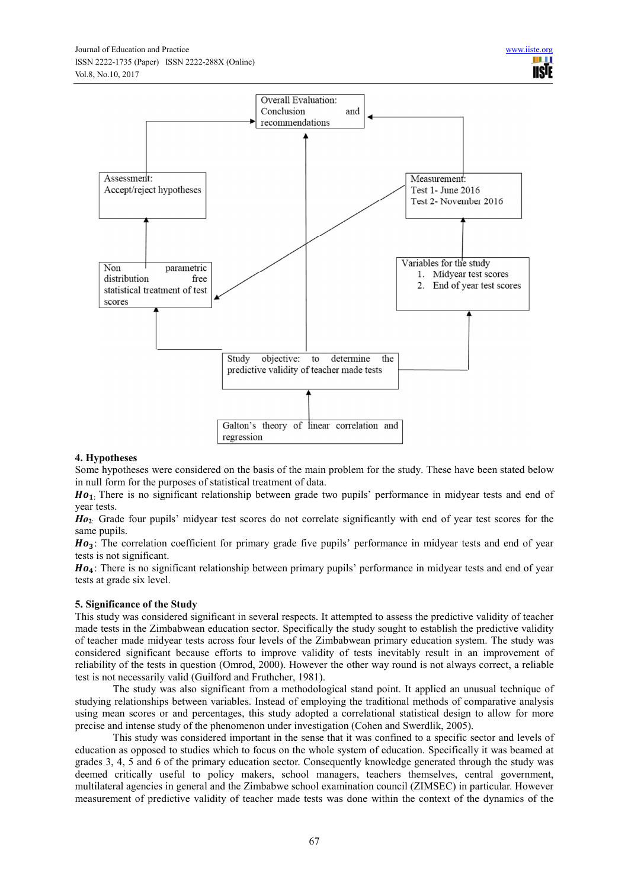Overall Evaluation: Conclusion and recommendations

Assessment: Accept/reject hypotheses

Measurement: Test 1- June 2016 Test 2- November 2016

Non parametric distribution free statistical treatment of test scores

Variables for the study
1. Midyear test scores
2. End of year test scores

Study objective: to determine the predictive validity of teacher made tests

Galton's theory of linear correlation and regression

### 4. Hypotheses

Some hypotheses were considered on the basis of the main problem for the study. These have been stated below in null form for the purposes of statistical treatment of data.

$\boldsymbol{Ho_1}$: There is no significant relationship between grade two pupils' performance in midyear tests and end of year tests.

$\boldsymbol{Ho_2}$: Grade four pupils' midyear test scores do not correlate significantly with end of year test scores for the same pupils.

$\boldsymbol{Ho_3}$: The correlation coefficient for primary grade five pupils' performance in midyear tests and end of year tests is not significant.

$\boldsymbol{Ho_4}$: There is no significant relationship between primary pupils' performance in midyear tests and end of year tests at grade six level.

### 5. Significance of the Study

This study was considered significant in several respects. It attempted to assess the predictive validity of teacher made tests in the Zimbabwean education sector. Specifically the study sought to establish the predictive validity of teacher made midyear tests across four levels of the Zimbabwean primary education system. The study was considered significant because efforts to improve validity of tests inevitably result in an improvement of reliability of the tests in question (Omrod, 2000). However the other way round is not always correct, a reliable test is not necessarily valid (Guilford and Fruthcher, 1981).

The study was also significant from a methodological stand point. It applied an unusual technique of studying relationships between variables. Instead of employing the traditional methods of comparative analysis using mean scores or and percentages, this study adopted a correlational statistical design to allow for more precise and intense study of the phenomenon under investigation (Cohen and Swerdlik, 2005).

This study was considered important in the sense that it was confined to a specific sector and levels of education as opposed to studies which to focus on the whole system of education. Specifically it was beamed at grades 3, 4, 5 and 6 of the primary education sector. Consequently knowledge generated through the study was deemed critically useful to policy makers, school managers, teachers themselves, central government, multilateral agencies in general and the Zimbabwe school examination council (ZIMSEC) in particular. However measurement of predictive validity of teacher made tests was done within the context of the dynamics of the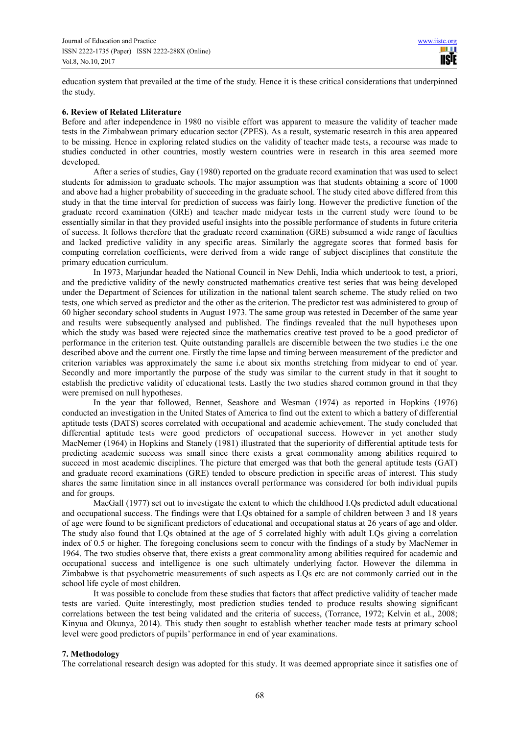education system that prevailed at the time of the study. Hence it is these critical considerations that underpinned the study.

### 6. Review of Related Lliterature

Before and after independence in 1980 no visible effort was apparent to measure the validity of teacher made tests in the Zimbabwean primary education sector (ZPES). As a result, systematic research in this area appeared to be missing. Hence in exploring related studies on the validity of teacher made tests, a recourse was made to studies conducted in other countries, mostly western countries were in research in this area seemed more developed.

After a series of studies, Gay (1980) reported on the graduate record examination that was used to select students for admission to graduate schools. The major assumption was that students obtaining a score of 1000 and above had a higher probability of succeeding in the graduate school. The study cited above differed from this study in that the time interval for prediction of success was fairly long. However the predictive function of the graduate record examination (GRE) and teacher made midyear tests in the current study were found to be essentially similar in that they provided useful insights into the possible performance of students in future criteria of success. It follows therefore that the graduate record examination (GRE) subsumed a wide range of faculties and lacked predictive validity in any specific areas. Similarly the aggregate scores that formed basis for computing correlation coefficients, were derived from a wide range of subject disciplines that constitute the primary education curriculum.

In 1973, Marjundar headed the National Council in New Dehli, India which undertook to test, a priori, and the predictive validity of the newly constructed mathematics creative test series that was being developed under the Department of Sciences for utilization in the national talent search scheme. The study relied on two tests, one which served as predictor and the other as the criterion. The predictor test was administered to group of 60 higher secondary school students in August 1973. The same group was retested in December of the same year and results were subsequently analysed and published. The findings revealed that the null hypotheses upon which the study was based were rejected since the mathematics creative test proved to be a good predictor of performance in the criterion test. Quite outstanding parallels are discernible between the two studies i.e the one described above and the current one. Firstly the time lapse and timing between measurement of the predictor and criterion variables was approximately the same i.e about six months stretching from midyear to end of year. Secondly and more importantly the purpose of the study was similar to the current study in that it sought to establish the predictive validity of educational tests. Lastly the two studies shared common ground in that they were premised on null hypotheses.

In the year that followed, Bennet, Seashore and Wesman (1974) as reported in Hopkins (1976) conducted an investigation in the United States of America to find out the extent to which a battery of differential aptitude tests (DATS) scores correlated with occupational and academic achievement. The study concluded that differential aptitude tests were good predictors of occupational success. However in yet another study MacNemer (1964) in Hopkins and Stanely (1981) illustrated that the superiority of differential aptitude tests for predicting academic success was small since there exists a great commonality among abilities required to succeed in most academic disciplines. The picture that emerged was that both the general aptitude tests (GAT) and graduate record examinations (GRE) tended to obscure prediction in specific areas of interest. This study shares the same limitation since in all instances overall performance was considered for both individual pupils and for groups.

MacGall (1977) set out to investigate the extent to which the childhood I.Qs predicted adult educational and occupational success. The findings were that I.Qs obtained for a sample of children between 3 and 18 years of age were found to be significant predictors of educational and occupational status at 26 years of age and older. The study also found that I.Qs obtained at the age of 5 correlated highly with adult I.Qs giving a correlation index of 0.5 or higher. The foregoing conclusions seem to concur with the findings of a study by MacNemer in 1964. The two studies observe that, there exists a great commonality among abilities required for academic and occupational success and intelligence is one such ultimately underlying factor. However the dilemma in Zimbabwe is that psychometric measurements of such aspects as I.Qs etc are not commonly carried out in the school life cycle of most children.

It was possible to conclude from these studies that factors that affect predictive validity of teacher made tests are varied. Quite interestingly, most prediction studies tended to produce results showing significant correlations between the test being validated and the criteria of success, (Torrance, 1972; Kelvin et al., 2008; Kinyua and Okunya, 2014). This study then sought to establish whether teacher made tests at primary school level were good predictors of pupils' performance in end of year examinations.

### 7. Methodology

The correlational research design was adopted for this study. It was deemed appropriate since it satisfies one of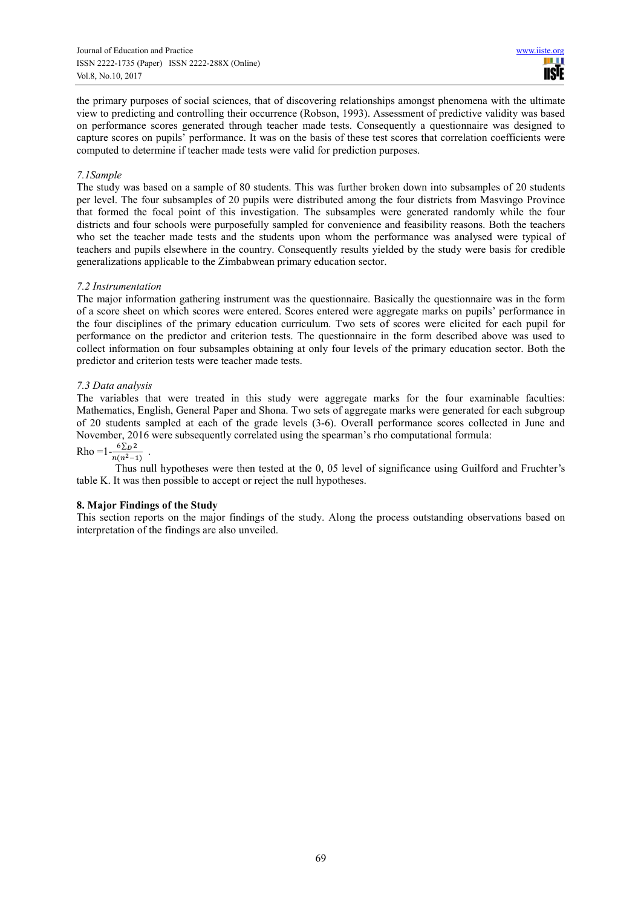the primary purposes of social sciences, that of discovering relationships amongst phenomena with the ultimate view to predicting and controlling their occurrence (Robson, 1993). Assessment of predictive validity was based on performance scores generated through teacher made tests. Consequently a questionnaire was designed to capture scores on pupils' performance. It was on the basis of these test scores that correlation coefficients were computed to determine if teacher made tests were valid for prediction purposes.

*7.1Sample*

The study was based on a sample of 80 students. This was further broken down into subsamples of 20 students per level. The four subsamples of 20 pupils were distributed among the four districts from Masvingo Province that formed the focal point of this investigation. The subsamples were generated randomly while the four districts and four schools were purposefully sampled for convenience and feasibility reasons. Both the teachers who set the teacher made tests and the students upon whom the performance was analysed were typical of teachers and pupils elsewhere in the country. Consequently results yielded by the study were basis for credible generalizations applicable to the Zimbabwean primary education sector.

*7.2 Instrumentation*

The major information gathering instrument was the questionnaire. Basically the questionnaire was in the form of a score sheet on which scores were entered. Scores entered were aggregate marks on pupils' performance in the four disciplines of the primary education curriculum. Two sets of scores were elicited for each pupil for performance on the predictor and criterion tests. The questionnaire in the form described above was used to collect information on four subsamples obtaining at only four levels of the primary education sector. Both the predictor and criterion tests were teacher made tests.

*7.3 Data analysis*

The variables that were treated in this study were aggregate marks for the four examinable faculties: Mathematics, English, General Paper and Shona. Two sets of aggregate marks were generated for each subgroup of 20 students sampled at each of the grade levels (3-6). Overall performance scores collected in June and November, 2016 were subsequently correlated using the spearman's rho computational formula:

$$\text{Rho} = 1 - \frac{6\sum_D 2}{n(n^2-1)}$$

Thus null hypotheses were then tested at the 0, 05 level of significance using Guilford and Fruchter's table K. It was then possible to accept or reject the null hypotheses.

## 8. Major Findings of the Study

This section reports on the major findings of the study. Along the process outstanding observations based on interpretation of the findings are also unveiled.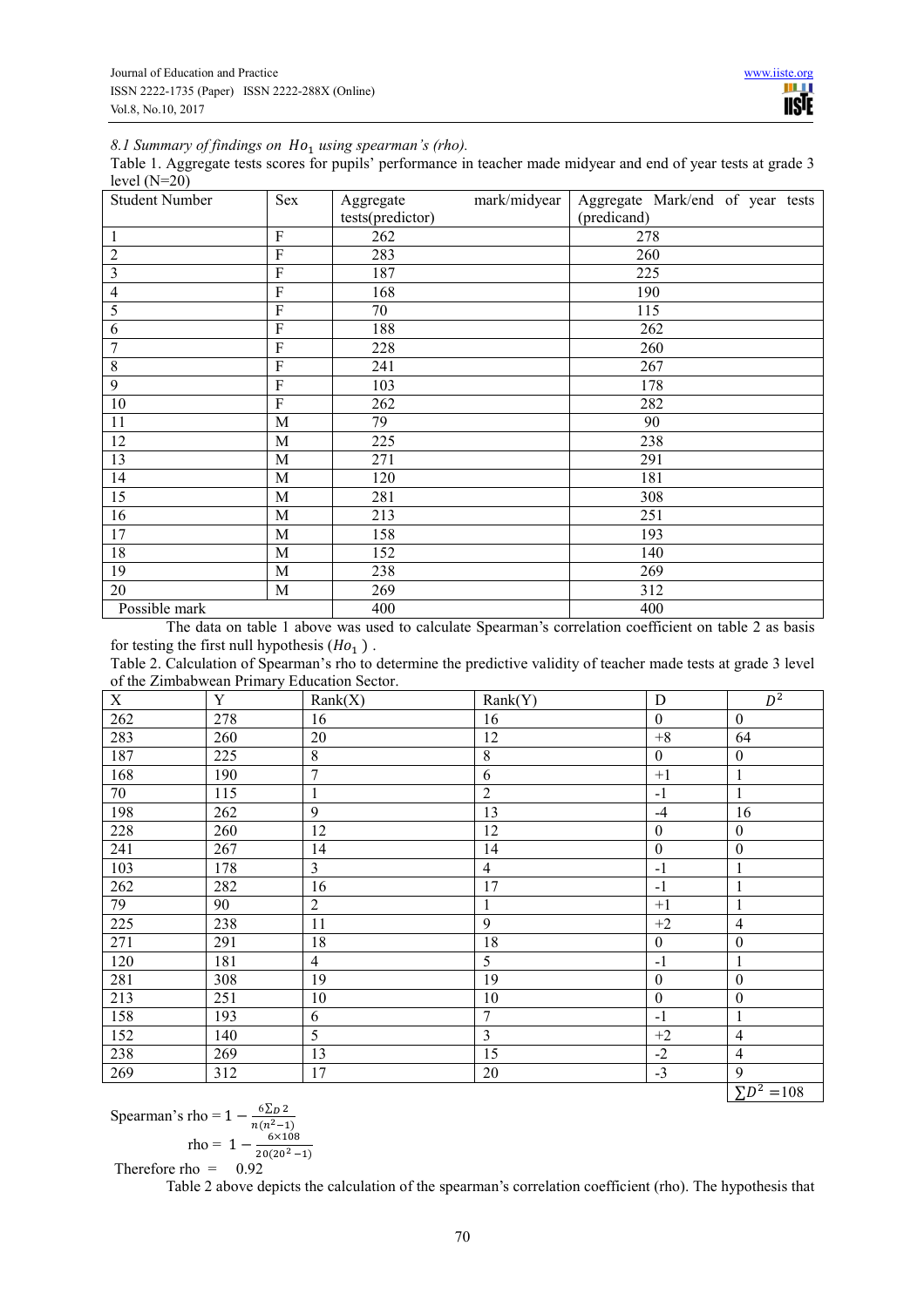*8.1 Summary of findings on $Ho_1$ using spearman's (rho).*

Table 1. Aggregate tests scores for pupils' performance in teacher made midyear and end of year tests at grade 3 level (N=20)

| Student Number | Sex | Aggregate mark/midyear tests(predictor) | Aggregate Mark/end of year tests (predicand) |
|---|---|---|---|
| 1 | F | 262 | 278 |
| 2 | F | 283 | 260 |
| 3 | F | 187 | 225 |
| 4 | F | 168 | 190 |
| 5 | F | 70 | 115 |
| 6 | F | 188 | 262 |
| 7 | F | 228 | 260 |
| 8 | F | 241 | 267 |
| 9 | F | 103 | 178 |
| 10 | F | 262 | 282 |
| 11 | M | 79 | 90 |
| 12 | M | 225 | 238 |
| 13 | M | 271 | 291 |
| 14 | M | 120 | 181 |
| 15 | M | 281 | 308 |
| 16 | M | 213 | 251 |
| 17 | M | 158 | 193 |
| 18 | M | 152 | 140 |
| 19 | M | 238 | 269 |
| 20 | M | 269 | 312 |
| Possible mark | | 400 | 400 |

The data on table 1 above was used to calculate Spearman's correlation coefficient on table 2 as basis for testing the first null hypothesis ($Ho_1$) .

Table 2. Calculation of Spearman's rho to determine the predictive validity of teacher made tests at grade 3 level of the Zimbabwean Primary Education Sector.

| X | Y | Rank(X) | Rank(Y) | D | $D^2$ |
|---|---|---|---|---|---|
| 262 | 278 | 16 | 16 | 0 | 0 |
| 283 | 260 | 20 | 12 | +8 | 64 |
| 187 | 225 | 8 | 8 | 0 | 0 |
| 168 | 190 | 7 | 6 | +1 | 1 |
| 70 | 115 | 1 | 2 | -1 | 1 |
| 198 | 262 | 9 | 13 | -4 | 16 |
| 228 | 260 | 12 | 12 | 0 | 0 |
| 241 | 267 | 14 | 14 | 0 | 0 |
| 103 | 178 | 3 | 4 | -1 | 1 |
| 262 | 282 | 16 | 17 | -1 | 1 |
| 79 | 90 | 2 | 1 | +1 | 1 |
| 225 | 238 | 11 | 9 | +2 | 4 |
| 271 | 291 | 18 | 18 | 0 | 0 |
| 120 | 181 | 4 | 5 | -1 | 1 |
| 281 | 308 | 19 | 19 | 0 | 0 |
| 213 | 251 | 10 | 10 | 0 | 0 |
| 158 | 193 | 6 | 7 | -1 | 1 |
| 152 | 140 | 5 | 3 | +2 | 4 |
| 238 | 269 | 13 | 15 | -2 | 4 |
| 269 | 312 | 17 | 20 | -3 | 9 |
| | | | | | $\sum D^2 = 108$ |

Spearman's rho $= 1 - \frac{6\sum_D 2}{n(n^2-1)}$

rho $= 1 - \frac{6 \times 108}{20(20^2-1)}$

Therefore rho = 0.92

Table 2 above depicts the calculation of the spearman's correlation coefficient (rho). The hypothesis that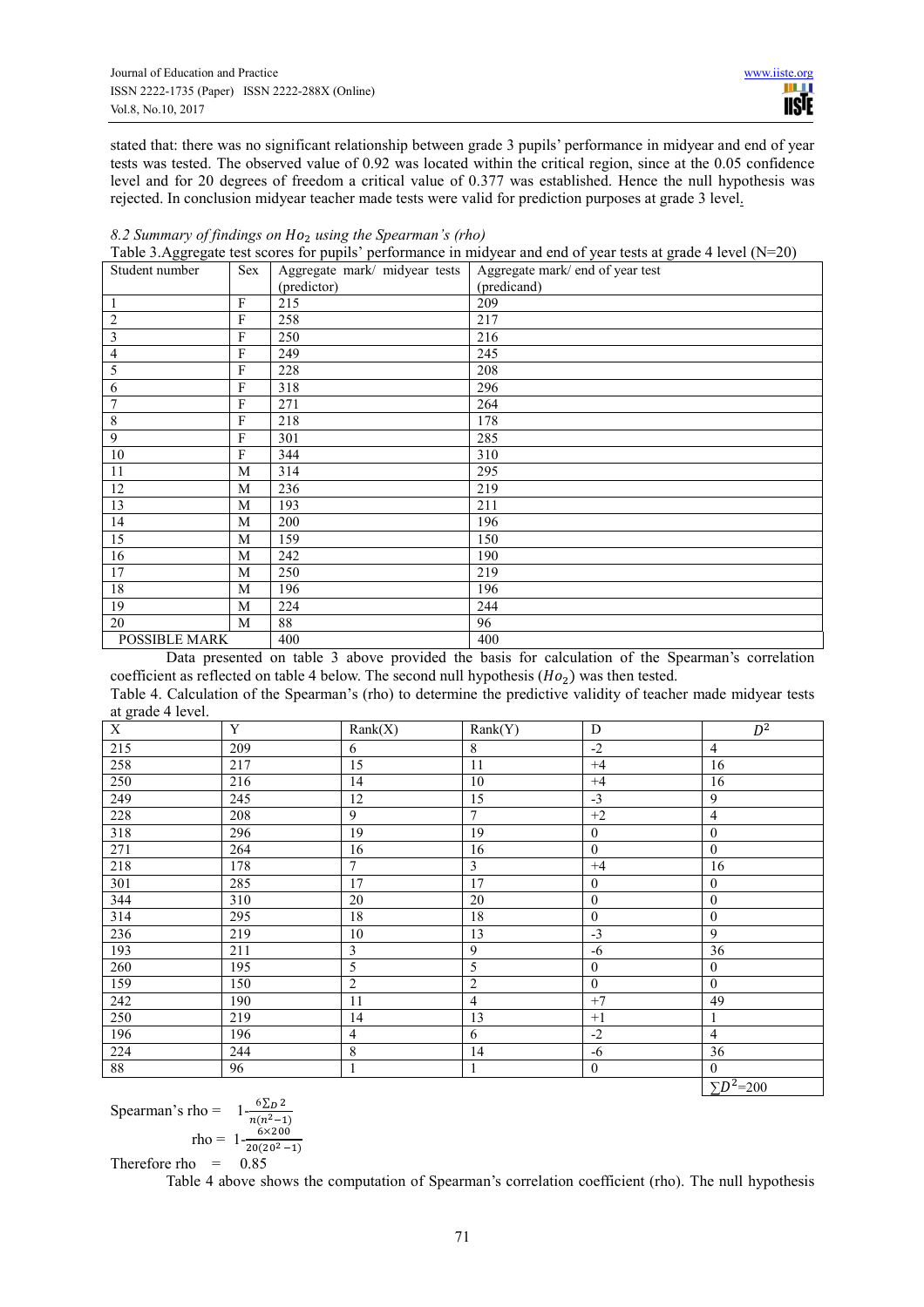stated that: there was no significant relationship between grade 3 pupils' performance in midyear and end of year tests was tested. The observed value of 0.92 was located within the critical region, since at the 0.05 confidence level and for 20 degrees of freedom a critical value of 0.377 was established. Hence the null hypothesis was rejected. In conclusion midyear teacher made tests were valid for prediction purposes at grade 3 level.

*8.2 Summary of findings on $Ho_2$ using the Spearman's (rho)*

Table 3.Aggregate test scores for pupils' performance in midyear and end of year tests at grade 4 level (N=20)

| Student number | Sex | Aggregate mark/ midyear tests (predictor) | Aggregate mark/ end of year test (predicand) |
|---|---|---|---|
| 1 | F | 215 | 209 |
| 2 | F | 258 | 217 |
| 3 | F | 250 | 216 |
| 4 | F | 249 | 245 |
| 5 | F | 228 | 208 |
| 6 | F | 318 | 296 |
| 7 | F | 271 | 264 |
| 8 | F | 218 | 178 |
| 9 | F | 301 | 285 |
| 10 | F | 344 | 310 |
| 11 | M | 314 | 295 |
| 12 | M | 236 | 219 |
| 13 | M | 193 | 211 |
| 14 | M | 200 | 196 |
| 15 | M | 159 | 150 |
| 16 | M | 242 | 190 |
| 17 | M | 250 | 219 |
| 18 | M | 196 | 196 |
| 19 | M | 224 | 244 |
| 20 | M | 88 | 96 |
| POSSIBLE MARK | | 400 | 400 |

Data presented on table 3 above provided the basis for calculation of the Spearman's correlation coefficient as reflected on table 4 below. The second null hypothesis ($Ho_2$) was then tested.

Table 4. Calculation of the Spearman's (rho) to determine the predictive validity of teacher made midyear tests at grade 4 level.

| X | Y | Rank(X) | Rank(Y) | D | $D^2$ |
|---|---|---|---|---|---|
| 215 | 209 | 6 | 8 | -2 | 4 |
| 258 | 217 | 15 | 11 | +4 | 16 |
| 250 | 216 | 14 | 10 | +4 | 16 |
| 249 | 245 | 12 | 15 | -3 | 9 |
| 228 | 208 | 9 | 7 | +2 | 4 |
| 318 | 296 | 19 | 19 | 0 | 0 |
| 271 | 264 | 16 | 16 | 0 | 0 |
| 218 | 178 | 7 | 3 | +4 | 16 |
| 301 | 285 | 17 | 17 | 0 | 0 |
| 344 | 310 | 20 | 20 | 0 | 0 |
| 314 | 295 | 18 | 18 | 0 | 0 |
| 236 | 219 | 10 | 13 | -3 | 9 |
| 193 | 211 | 3 | 9 | -6 | 36 |
| 260 | 195 | 5 | 5 | 0 | 0 |
| 159 | 150 | 2 | 2 | 0 | 0 |
| 242 | 190 | 11 | 4 | +7 | 49 |
| 250 | 219 | 14 | 13 | +1 | 1 |
| 196 | 196 | 4 | 6 | -2 | 4 |
| 224 | 244 | 8 | 14 | -6 | 36 |
| 88 | 96 | 1 | 1 | 0 | 0 |
| | | | | | $\sum D^2$=200 |

Spearman's rho = $1-\frac{6\sum_D 2}{n(n^2-1)}$

rho = $1-\frac{6\times200}{20(20^2-1)}$

Therefore rho = 0.85

Table 4 above shows the computation of Spearman's correlation coefficient (rho). The null hypothesis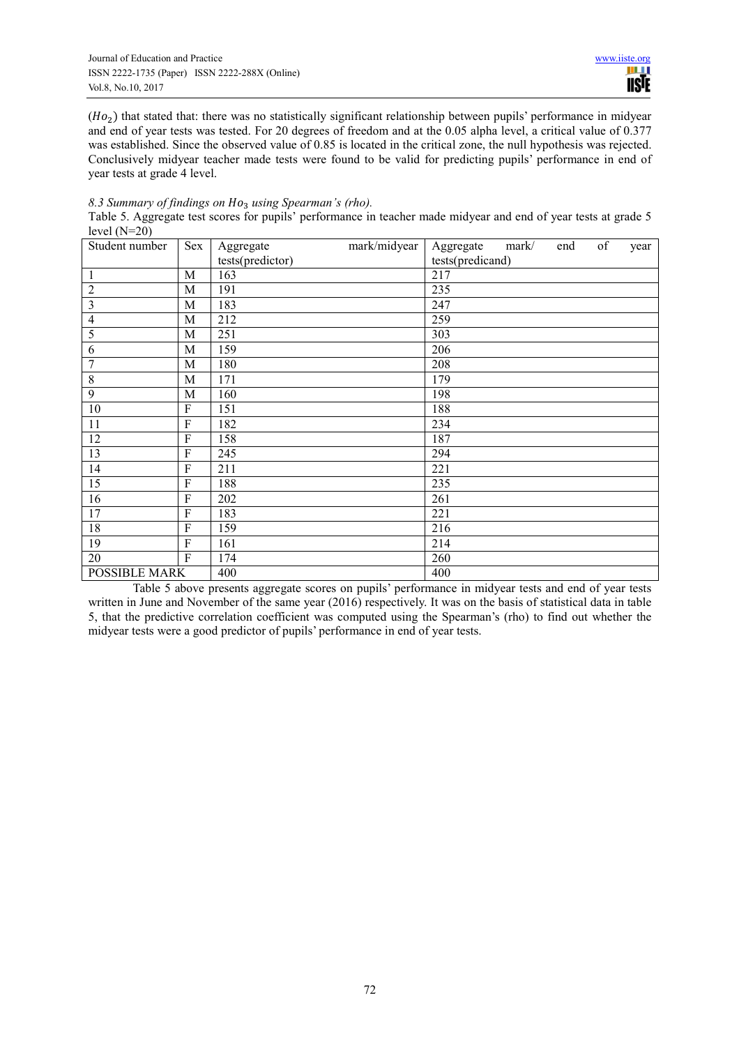($Ho_2$) that stated that: there was no statistically significant relationship between pupils' performance in midyear and end of year tests was tested. For 20 degrees of freedom and at the 0.05 alpha level, a critical value of 0.377 was established. Since the observed value of 0.85 is located in the critical zone, the null hypothesis was rejected. Conclusively midyear teacher made tests were found to be valid for predicting pupils' performance in end of year tests at grade 4 level.

### *8.3 Summary of findings on $Ho_3$ using Spearman's (rho).*

Table 5. Aggregate test scores for pupils' performance in teacher made midyear and end of year tests at grade 5 level (N=20)

| Student number | Sex | Aggregate mark/midyear tests(predictor) | Aggregate mark/ end of year tests(predicand) |
|---|---|---|---|
| 1 | M | 163 | 217 |
| 2 | M | 191 | 235 |
| 3 | M | 183 | 247 |
| 4 | M | 212 | 259 |
| 5 | M | 251 | 303 |
| 6 | M | 159 | 206 |
| 7 | M | 180 | 208 |
| 8 | M | 171 | 179 |
| 9 | M | 160 | 198 |
| 10 | F | 151 | 188 |
| 11 | F | 182 | 234 |
| 12 | F | 158 | 187 |
| 13 | F | 245 | 294 |
| 14 | F | 211 | 221 |
| 15 | F | 188 | 235 |
| 16 | F | 202 | 261 |
| 17 | F | 183 | 221 |
| 18 | F | 159 | 216 |
| 19 | F | 161 | 214 |
| 20 | F | 174 | 260 |
| POSSIBLE MARK | | 400 | 400 |

Table 5 above presents aggregate scores on pupils' performance in midyear tests and end of year tests written in June and November of the same year (2016) respectively. It was on the basis of statistical data in table 5, that the predictive correlation coefficient was computed using the Spearman's (rho) to find out whether the midyear tests were a good predictor of pupils' performance in end of year tests.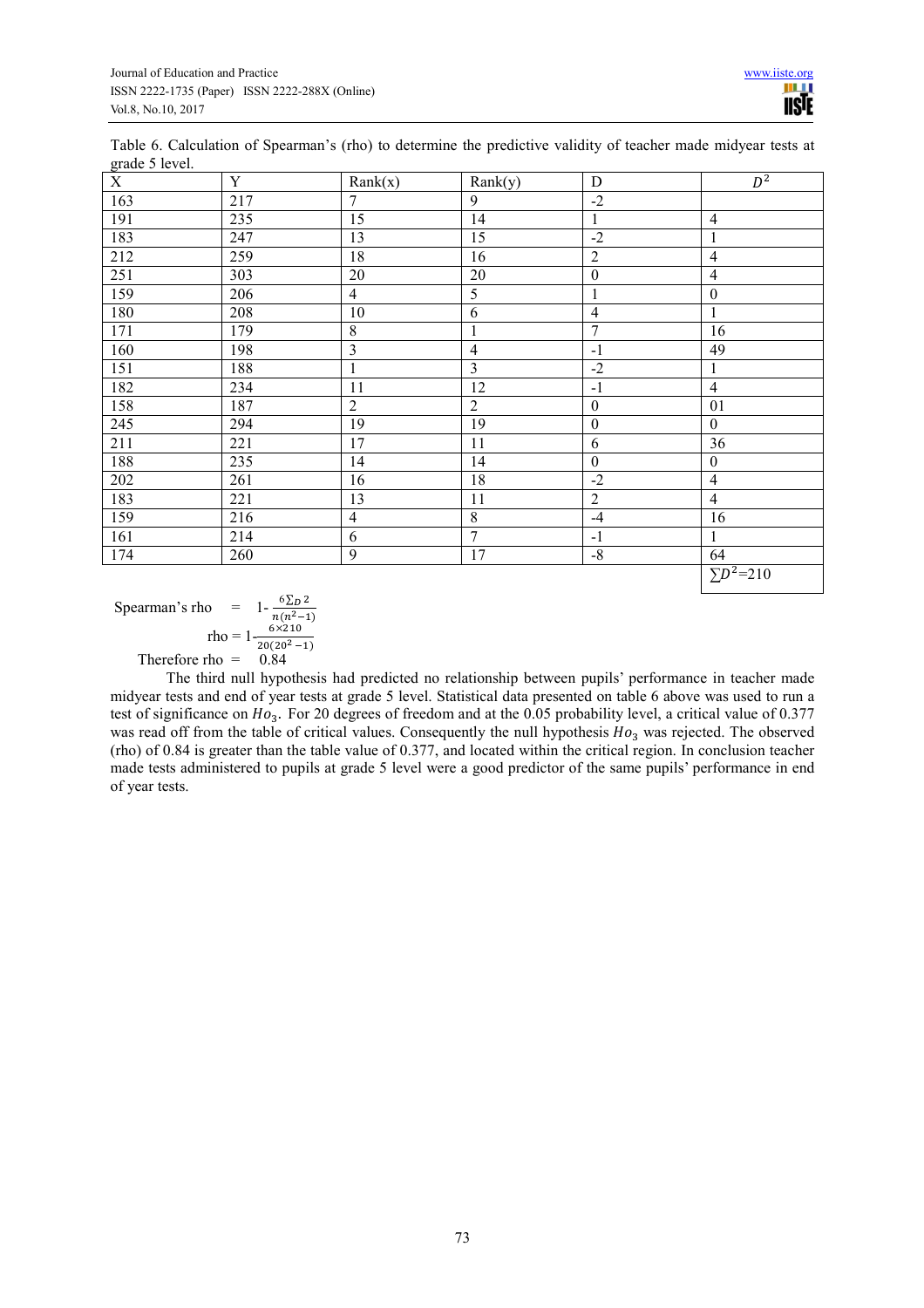Table 6. Calculation of Spearman's (rho) to determine the predictive validity of teacher made midyear tests at grade 5 level.

| X | Y | Rank(x) | Rank(y) | D | $D^2$ |
|---|---|---|---|---|---|
| 163 | 217 | 7 | 9 | -2 | |
| 191 | 235 | 15 | 14 | 1 | 4 |
| 183 | 247 | 13 | 15 | -2 | 1 |
| 212 | 259 | 18 | 16 | 2 | 4 |
| 251 | 303 | 20 | 20 | 0 | 4 |
| 159 | 206 | 4 | 5 | 1 | 0 |
| 180 | 208 | 10 | 6 | 4 | 1 |
| 171 | 179 | 8 | 1 | 7 | 16 |
| 160 | 198 | 3 | 4 | -1 | 49 |
| 151 | 188 | 1 | 3 | -2 | 1 |
| 182 | 234 | 11 | 12 | -1 | 4 |
| 158 | 187 | 2 | 2 | 0 | 01 |
| 245 | 294 | 19 | 19 | 0 | 0 |
| 211 | 221 | 17 | 11 | 6 | 36 |
| 188 | 235 | 14 | 14 | 0 | 0 |
| 202 | 261 | 16 | 18 | -2 | 4 |
| 183 | 221 | 13 | 11 | 2 | 4 |
| 159 | 216 | 4 | 8 | -4 | 16 |
| 161 | 214 | 6 | 7 | -1 | 1 |
| 174 | 260 | 9 | 17 | -8 | 64 |
| | | | | | $\sum D^2$=210 |

Spearman's rho $= 1-\frac{6\sum_D 2}{n(n^2-1)}$

rho $= 1-\frac{6\times 210}{20(20^2-1)}$

Therefore rho = 0.84

The third null hypothesis had predicted no relationship between pupils' performance in teacher made midyear tests and end of year tests at grade 5 level. Statistical data presented on table 6 above was used to run a test of significance on $Ho_3$. For 20 degrees of freedom and at the 0.05 probability level, a critical value of 0.377 was read off from the table of critical values. Consequently the null hypothesis $Ho_3$ was rejected. The observed (rho) of 0.84 is greater than the table value of 0.377, and located within the critical region. In conclusion teacher made tests administered to pupils at grade 5 level were a good predictor of the same pupils' performance in end of year tests.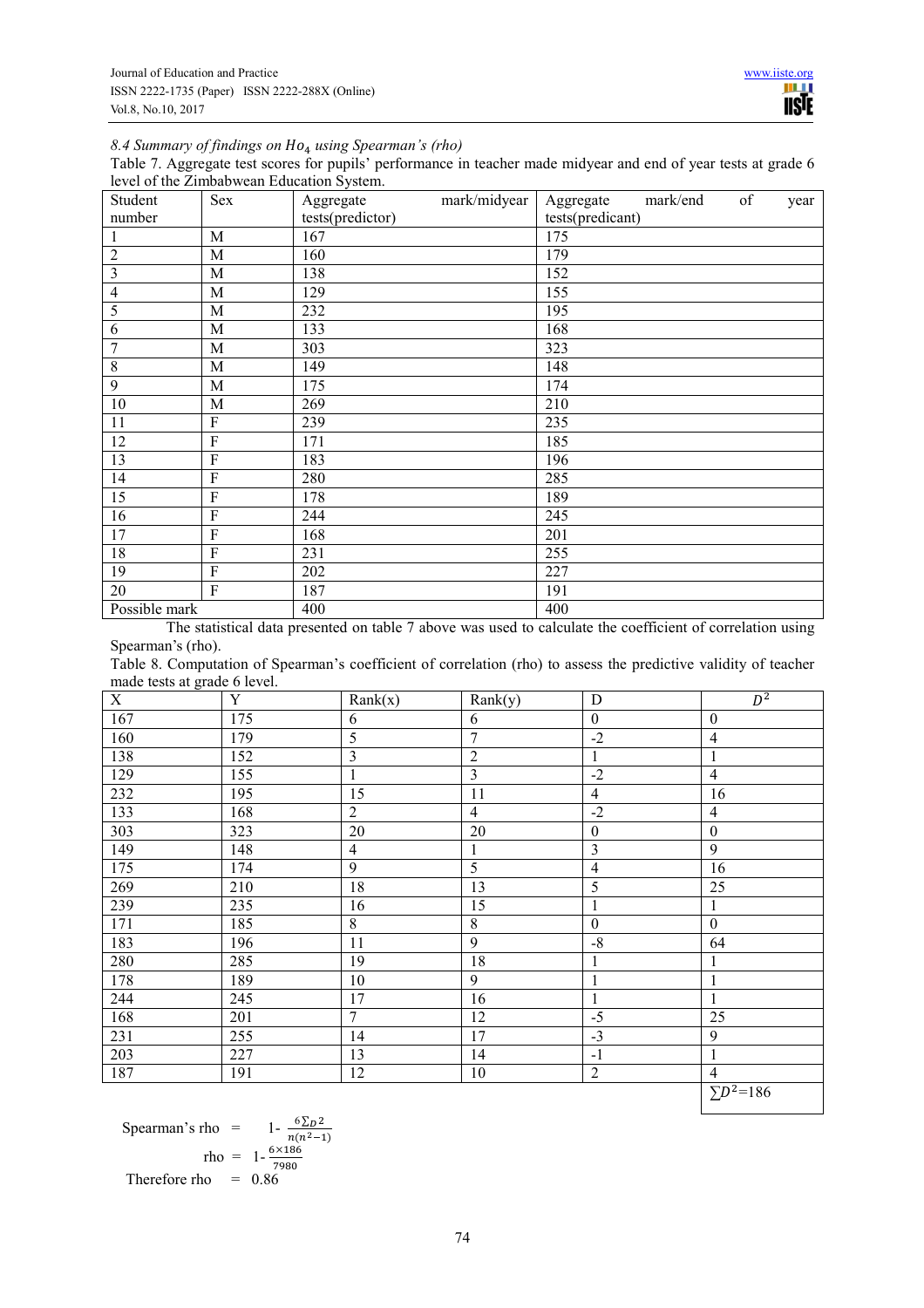*8.4 Summary of findings on $Ho_4$ using Spearman's (rho)*

Table 7. Aggregate test scores for pupils' performance in teacher made midyear and end of year tests at grade 6 level of the Zimbabwean Education System.

| Student number | Sex | Aggregate mark/midyear tests(predictor) | Aggregate mark/end of year tests(predicant) |
|---|---|---|---|
| 1 | M | 167 | 175 |
| 2 | M | 160 | 179 |
| 3 | M | 138 | 152 |
| 4 | M | 129 | 155 |
| 5 | M | 232 | 195 |
| 6 | M | 133 | 168 |
| 7 | M | 303 | 323 |
| 8 | M | 149 | 148 |
| 9 | M | 175 | 174 |
| 10 | M | 269 | 210 |
| 11 | F | 239 | 235 |
| 12 | F | 171 | 185 |
| 13 | F | 183 | 196 |
| 14 | F | 280 | 285 |
| 15 | F | 178 | 189 |
| 16 | F | 244 | 245 |
| 17 | F | 168 | 201 |
| 18 | F | 231 | 255 |
| 19 | F | 202 | 227 |
| 20 | F | 187 | 191 |
| Possible mark | | 400 | 400 |

The statistical data presented on table 7 above was used to calculate the coefficient of correlation using Spearman's (rho).

Table 8. Computation of Spearman's coefficient of correlation (rho) to assess the predictive validity of teacher made tests at grade 6 level.

| X | Y | Rank(x) | Rank(y) | D | $D^2$ |
|---|---|---|---|---|---|
| 167 | 175 | 6 | 6 | 0 | 0 |
| 160 | 179 | 5 | 7 | -2 | 4 |
| 138 | 152 | 3 | 2 | 1 | 1 |
| 129 | 155 | 1 | 3 | -2 | 4 |
| 232 | 195 | 15 | 11 | 4 | 16 |
| 133 | 168 | 2 | 4 | -2 | 4 |
| 303 | 323 | 20 | 20 | 0 | 0 |
| 149 | 148 | 4 | 1 | 3 | 9 |
| 175 | 174 | 9 | 5 | 4 | 16 |
| 269 | 210 | 18 | 13 | 5 | 25 |
| 239 | 235 | 16 | 15 | 1 | 1 |
| 171 | 185 | 8 | 8 | 0 | 0 |
| 183 | 196 | 11 | 9 | -8 | 64 |
| 280 | 285 | 19 | 18 | 1 | 1 |
| 178 | 189 | 10 | 9 | 1 | 1 |
| 244 | 245 | 17 | 16 | 1 | 1 |
| 168 | 201 | 7 | 12 | -5 | 25 |
| 231 | 255 | 14 | 17 | -3 | 9 |
| 203 | 227 | 13 | 14 | -1 | 1 |
| 187 | 191 | 12 | 10 | 2 | 4 |
| | | | | | $\sum D^2$=186 |

Spearman's rho = $1 - \frac{6\sum D^2}{n(n^2-1)}$

rho = $1 - \frac{6 \times 186}{7980}$

Therefore rho = 0.86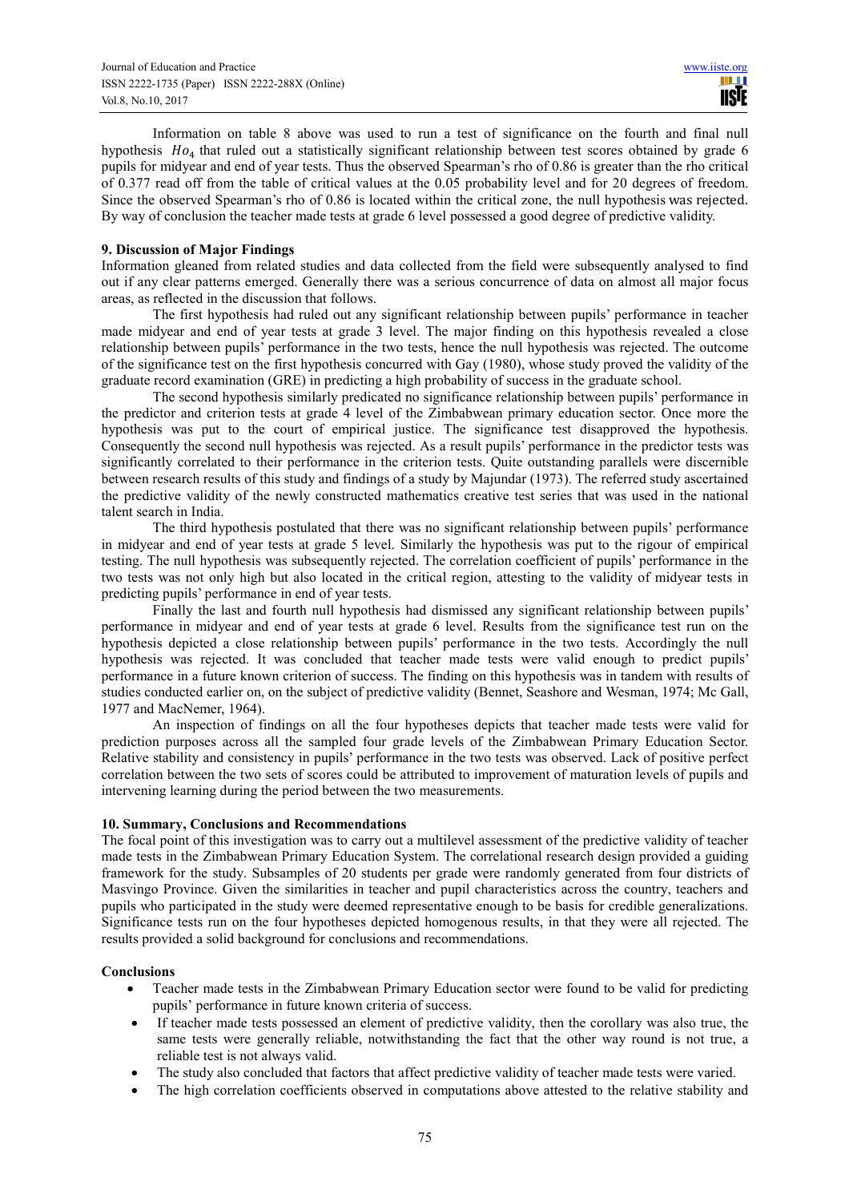Information on table 8 above was used to run a test of significance on the fourth and final null hypothesis $Ho_4$ that ruled out a statistically significant relationship between test scores obtained by grade 6 pupils for midyear and end of year tests. Thus the observed Spearman's rho of 0.86 is greater than the rho critical of 0.377 read off from the table of critical values at the 0.05 probability level and for 20 degrees of freedom. Since the observed Spearman's rho of 0.86 is located within the critical zone, the null hypothesis was rejected. By way of conclusion the teacher made tests at grade 6 level possessed a good degree of predictive validity.

## 9. Discussion of Major Findings

Information gleaned from related studies and data collected from the field were subsequently analysed to find out if any clear patterns emerged. Generally there was a serious concurrence of data on almost all major focus areas, as reflected in the discussion that follows.

The first hypothesis had ruled out any significant relationship between pupils' performance in teacher made midyear and end of year tests at grade 3 level. The major finding on this hypothesis revealed a close relationship between pupils' performance in the two tests, hence the null hypothesis was rejected. The outcome of the significance test on the first hypothesis concurred with Gay (1980), whose study proved the validity of the graduate record examination (GRE) in predicting a high probability of success in the graduate school.

The second hypothesis similarly predicated no significance relationship between pupils' performance in the predictor and criterion tests at grade 4 level of the Zimbabwean primary education sector. Once more the hypothesis was put to the court of empirical justice. The significance test disapproved the hypothesis. Consequently the second null hypothesis was rejected. As a result pupils' performance in the predictor tests was significantly correlated to their performance in the criterion tests. Quite outstanding parallels were discernible between research results of this study and findings of a study by Majundar (1973). The referred study ascertained the predictive validity of the newly constructed mathematics creative test series that was used in the national talent search in India.

The third hypothesis postulated that there was no significant relationship between pupils' performance in midyear and end of year tests at grade 5 level. Similarly the hypothesis was put to the rigour of empirical testing. The null hypothesis was subsequently rejected. The correlation coefficient of pupils' performance in the two tests was not only high but also located in the critical region, attesting to the validity of midyear tests in predicting pupils' performance in end of year tests.

Finally the last and fourth null hypothesis had dismissed any significant relationship between pupils' performance in midyear and end of year tests at grade 6 level. Results from the significance test run on the hypothesis depicted a close relationship between pupils' performance in the two tests. Accordingly the null hypothesis was rejected. It was concluded that teacher made tests were valid enough to predict pupils' performance in a future known criterion of success. The finding on this hypothesis was in tandem with results of studies conducted earlier on, on the subject of predictive validity (Bennet, Seashore and Wesman, 1974; Mc Gall, 1977 and MacNemer, 1964).

An inspection of findings on all the four hypotheses depicts that teacher made tests were valid for prediction purposes across all the sampled four grade levels of the Zimbabwean Primary Education Sector. Relative stability and consistency in pupils' performance in the two tests was observed. Lack of positive perfect correlation between the two sets of scores could be attributed to improvement of maturation levels of pupils and intervening learning during the period between the two measurements.

## 10. Summary, Conclusions and Recommendations

The focal point of this investigation was to carry out a multilevel assessment of the predictive validity of teacher made tests in the Zimbabwean Primary Education System. The correlational research design provided a guiding framework for the study. Subsamples of 20 students per grade were randomly generated from four districts of Masvingo Province. Given the similarities in teacher and pupil characteristics across the country, teachers and pupils who participated in the study were deemed representative enough to be basis for credible generalizations. Significance tests run on the four hypotheses depicted homogenous results, in that they were all rejected. The results provided a solid background for conclusions and recommendations.

### Conclusions

- Teacher made tests in the Zimbabwean Primary Education sector were found to be valid for predicting pupils' performance in future known criteria of success.
- If teacher made tests possessed an element of predictive validity, then the corollary was also true, the same tests were generally reliable, notwithstanding the fact that the other way round is not true, a reliable test is not always valid.
- The study also concluded that factors that affect predictive validity of teacher made tests were varied.
- The high correlation coefficients observed in computations above attested to the relative stability and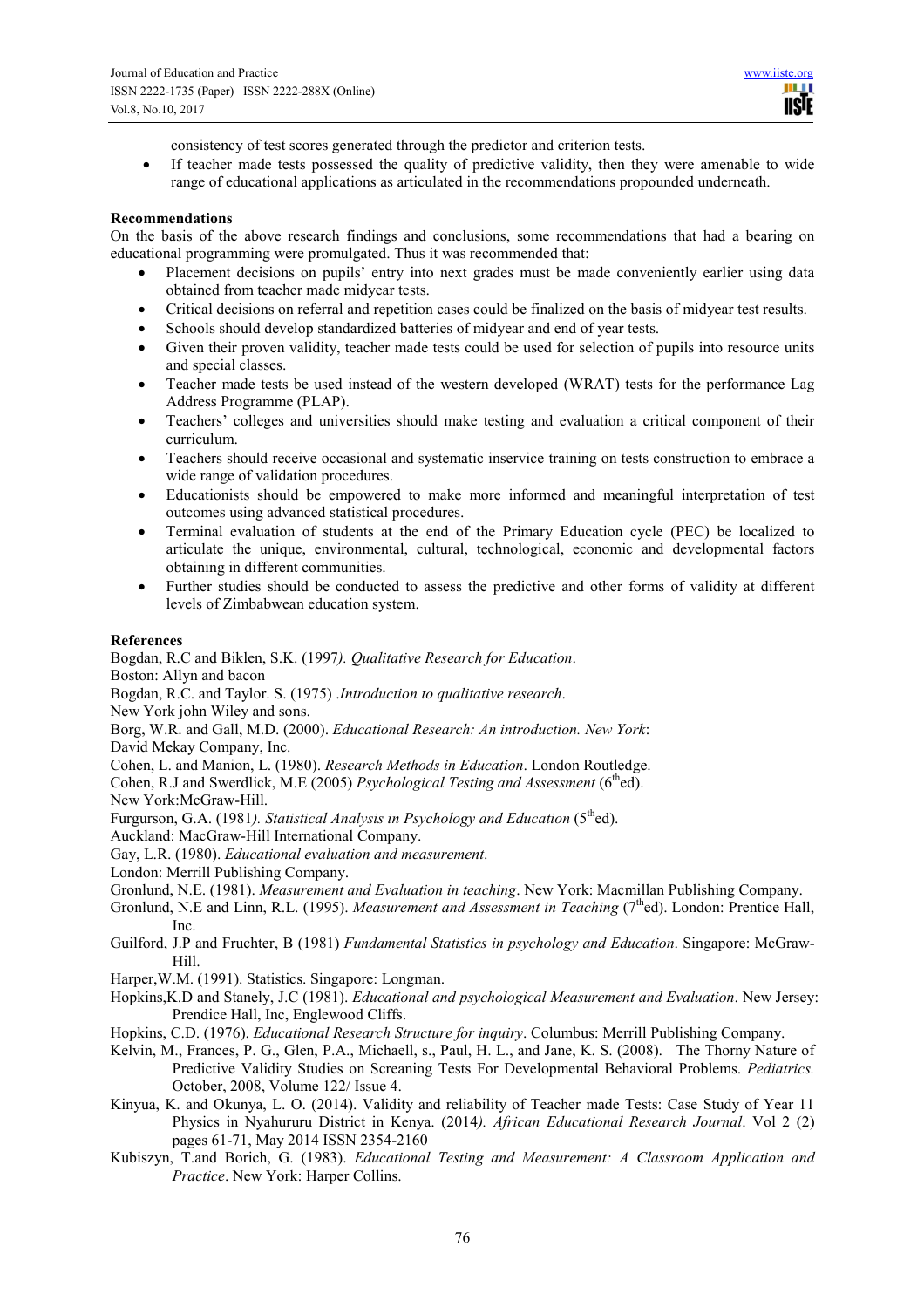consistency of test scores generated through the predictor and criterion tests.

- If teacher made tests possessed the quality of predictive validity, then they were amenable to wide range of educational applications as articulated in the recommendations propounded underneath.

**Recommendations**

On the basis of the above research findings and conclusions, some recommendations that had a bearing on educational programming were promulgated. Thus it was recommended that:

- Placement decisions on pupils' entry into next grades must be made conveniently earlier using data obtained from teacher made midyear tests.
- Critical decisions on referral and repetition cases could be finalized on the basis of midyear test results.
- Schools should develop standardized batteries of midyear and end of year tests.
- Given their proven validity, teacher made tests could be used for selection of pupils into resource units and special classes.
- Teacher made tests be used instead of the western developed (WRAT) tests for the performance Lag Address Programme (PLAP).
- Teachers' colleges and universities should make testing and evaluation a critical component of their curriculum.
- Teachers should receive occasional and systematic inservice training on tests construction to embrace a wide range of validation procedures.
- Educationists should be empowered to make more informed and meaningful interpretation of test outcomes using advanced statistical procedures.
- Terminal evaluation of students at the end of the Primary Education cycle (PEC) be localized to articulate the unique, environmental, cultural, technological, economic and developmental factors obtaining in different communities.
- Further studies should be conducted to assess the predictive and other forms of validity at different levels of Zimbabwean education system.

**References**

Bogdan, R.C and Biklen, S.K. (1997*). Qualitative Research for Education*.
Boston: Allyn and bacon

Bogdan, R.C. and Taylor. S. (1975) *.Introduction to qualitative research*.
New York john Wiley and sons.

Borg, W.R. and Gall, M.D. (2000). *Educational Research: An introduction. New York*:
David Mekay Company, Inc.

Cohen, L. and Manion, L. (1980). *Research Methods in Education*. London Routledge.

Cohen, R.J and Swerdlick, M.E (2005) *Psychological Testing and Assessment* (6thed).
New York:McGraw-Hill.

Furgurson, G.A. (1981*). Statistical Analysis in Psychology and Education* (5thed).
Auckland: MacGraw-Hill International Company.

Gay, L.R. (1980). *Educational evaluation and measurement*.
London: Merrill Publishing Company.

Gronlund, N.E. (1981). *Measurement and Evaluation in teaching*. New York: Macmillan Publishing Company.

Gronlund, N.E and Linn, R.L. (1995). *Measurement and Assessment in Teaching* (7thed). London: Prentice Hall, Inc.

Guilford, J.P and Fruchter, B (1981) *Fundamental Statistics in psychology and Education*. Singapore: McGraw-Hill.

Harper,W.M. (1991). Statistics. Singapore: Longman.

Hopkins,K.D and Stanely, J.C (1981). *Educational and psychological Measurement and Evaluation*. New Jersey: Prendice Hall, Inc, Englewood Cliffs.

Hopkins, C.D. (1976). *Educational Research Structure for inquiry*. Columbus: Merrill Publishing Company.

Kelvin, M., Frances, P. G., Glen, P.A., Michaell, s., Paul, H. L., and Jane, K. S. (2008). The Thorny Nature of Predictive Validity Studies on Screaning Tests For Developmental Behavioral Problems. *Pediatrics.* October, 2008, Volume 122/ Issue 4.

Kinyua, K. and Okunya, L. O. (2014). Validity and reliability of Teacher made Tests: Case Study of Year 11 Physics in Nyahururu District in Kenya. (2014*). African Educational Research Journal*. Vol 2 (2) pages 61-71, May 2014 ISSN 2354-2160

Kubiszyn, T.and Borich, G. (1983). *Educational Testing and Measurement: A Classroom Application and Practice*. New York: Harper Collins.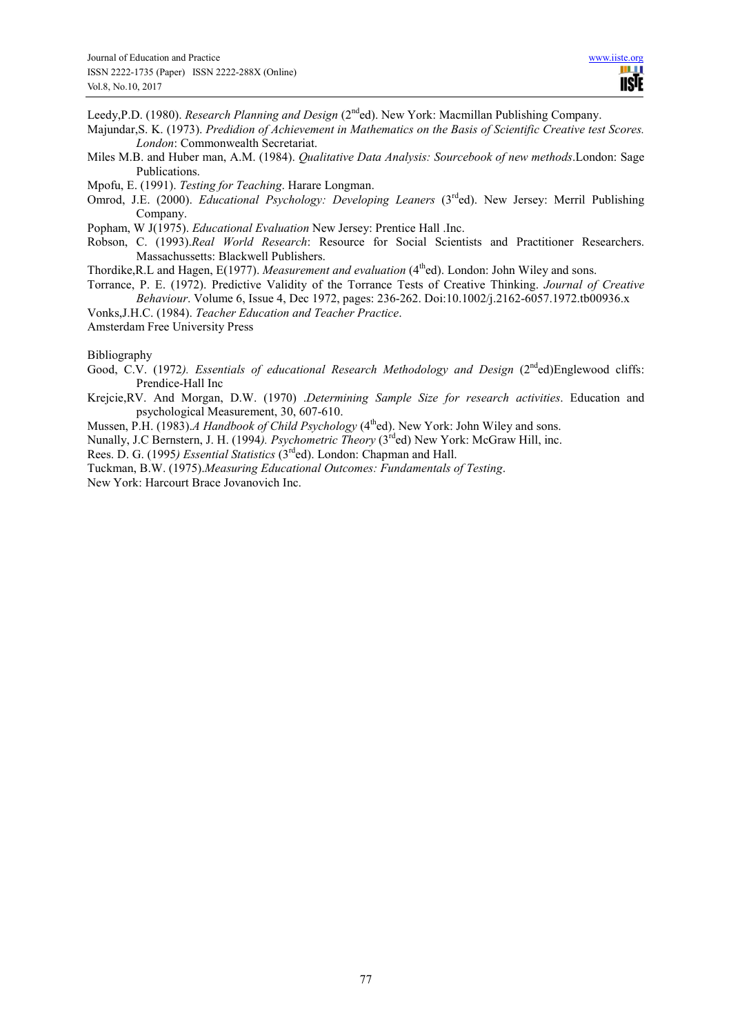Leedy,P.D. (1980). *Research Planning and Design* (2[nd]ed). New York: Macmillan Publishing Company.

Majundar,S. K. (1973). *Predidion of Achievement in Mathematics on the Basis of Scientific Creative test Scores. London*: Commonwealth Secretariat.

Miles M.B. and Huber man, A.M. (1984). *Qualitative Data Analysis: Sourcebook of new methods*.London: Sage Publications.

Mpofu, E. (1991). *Testing for Teaching*. Harare Longman.

Omrod, J.E. (2000). *Educational Psychology: Developing Leaners* (3[rd]ed). New Jersey: Merril Publishing Company.

Popham, W J(1975). *Educational Evaluation* New Jersey: Prentice Hall .Inc.

Robson, C. (1993).*Real World Research*: Resource for Social Scientists and Practitioner Researchers. Massachussetts: Blackwell Publishers.

Thordike,R.L and Hagen, E(1977). *Measurement and evaluation* (4[th]ed). London: John Wiley and sons.

Torrance, P. E. (1972). Predictive Validity of the Torrance Tests of Creative Thinking. *Journal of Creative Behaviour*. Volume 6, Issue 4, Dec 1972, pages: 236-262. Doi:10.1002/j.2162-6057.1972.tb00936.x

Vonks,J.H.C. (1984). *Teacher Education and Teacher Practice*.

Amsterdam Free University Press

Bibliography

Good, C.V. (1972*). Essentials of educational Research Methodology and Design* (2[nd]ed)Englewood cliffs: Prendice-Hall Inc

Krejcie,RV. And Morgan, D.W. (1970) .*Determining Sample Size for research activities*. Education and psychological Measurement, 30, 607-610.

Mussen, P.H. (1983).*A Handbook of Child Psychology* (4[th]ed). New York: John Wiley and sons.

Nunally, J.C Bernstern, J. H. (1994*). Psychometric Theory* (3[rd]ed) New York: McGraw Hill, inc.

Rees. D. G. (1995*) Essential Statistics* (3[rd]ed). London: Chapman and Hall.

Tuckman, B.W. (1975).*Measuring Educational Outcomes: Fundamentals of Testing*.

New York: Harcourt Brace Jovanovich Inc.